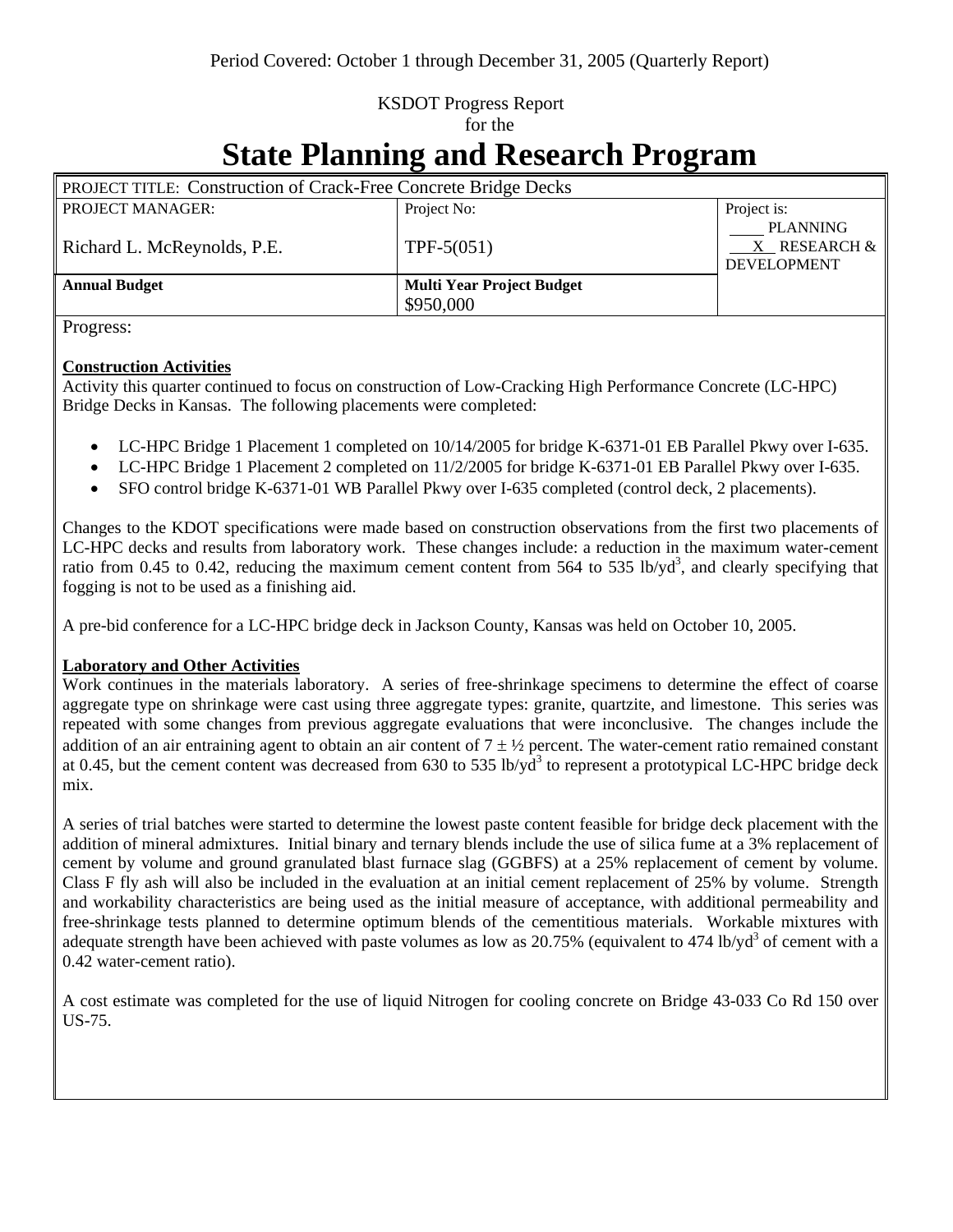Period Covered: October 1 through December 31, 2005 (Quarterly Report)

KSDOT Progress Report
for the

# State Planning and Research Program

| PROJECT TITLE: Construction of Crack-Free Concrete Bridge Decks | | |
|---|---|---|
| PROJECT MANAGER:<br><br>Richard L. McReynolds, P.E. | Project No:<br><br>TPF-5(051) | Project is:<br>____ PLANNING<br>__X__ RESEARCH & DEVELOPMENT |
| **Annual Budget** | **Multi Year Project Budget**<br>$950,000 | |

Progress:

**Construction Activities**

Activity this quarter continued to focus on construction of Low-Cracking High Performance Concrete (LC-HPC) Bridge Decks in Kansas. The following placements were completed:

- LC-HPC Bridge 1 Placement 1 completed on 10/14/2005 for bridge K-6371-01 EB Parallel Pkwy over I-635.
- LC-HPC Bridge 1 Placement 2 completed on 11/2/2005 for bridge K-6371-01 EB Parallel Pkwy over I-635.
- SFO control bridge K-6371-01 WB Parallel Pkwy over I-635 completed (control deck, 2 placements).

Changes to the KDOT specifications were made based on construction observations from the first two placements of LC-HPC decks and results from laboratory work. These changes include: a reduction in the maximum water-cement ratio from 0.45 to 0.42, reducing the maximum cement content from 564 to 535 lb/yd$^3$, and clearly specifying that fogging is not to be used as a finishing aid.

A pre-bid conference for a LC-HPC bridge deck in Jackson County, Kansas was held on October 10, 2005.

**Laboratory and Other Activities**

Work continues in the materials laboratory. A series of free-shrinkage specimens to determine the effect of coarse aggregate type on shrinkage were cast using three aggregate types: granite, quartzite, and limestone. This series was repeated with some changes from previous aggregate evaluations that were inconclusive. The changes include the addition of an air entraining agent to obtain an air content of $7 \pm ½$ percent. The water-cement ratio remained constant at 0.45, but the cement content was decreased from 630 to 535 lb/yd$^3$ to represent a prototypical LC-HPC bridge deck mix.

A series of trial batches were started to determine the lowest paste content feasible for bridge deck placement with the addition of mineral admixtures. Initial binary and ternary blends include the use of silica fume at a 3% replacement of cement by volume and ground granulated blast furnace slag (GGBFS) at a 25% replacement of cement by volume. Class F fly ash will also be included in the evaluation at an initial cement replacement of 25% by volume. Strength and workability characteristics are being used as the initial measure of acceptance, with additional permeability and free-shrinkage tests planned to determine optimum blends of the cementitious materials. Workable mixtures with adequate strength have been achieved with paste volumes as low as 20.75% (equivalent to 474 lb/yd$^3$ of cement with a 0.42 water-cement ratio).

A cost estimate was completed for the use of liquid Nitrogen for cooling concrete on Bridge 43-033 Co Rd 150 over US-75.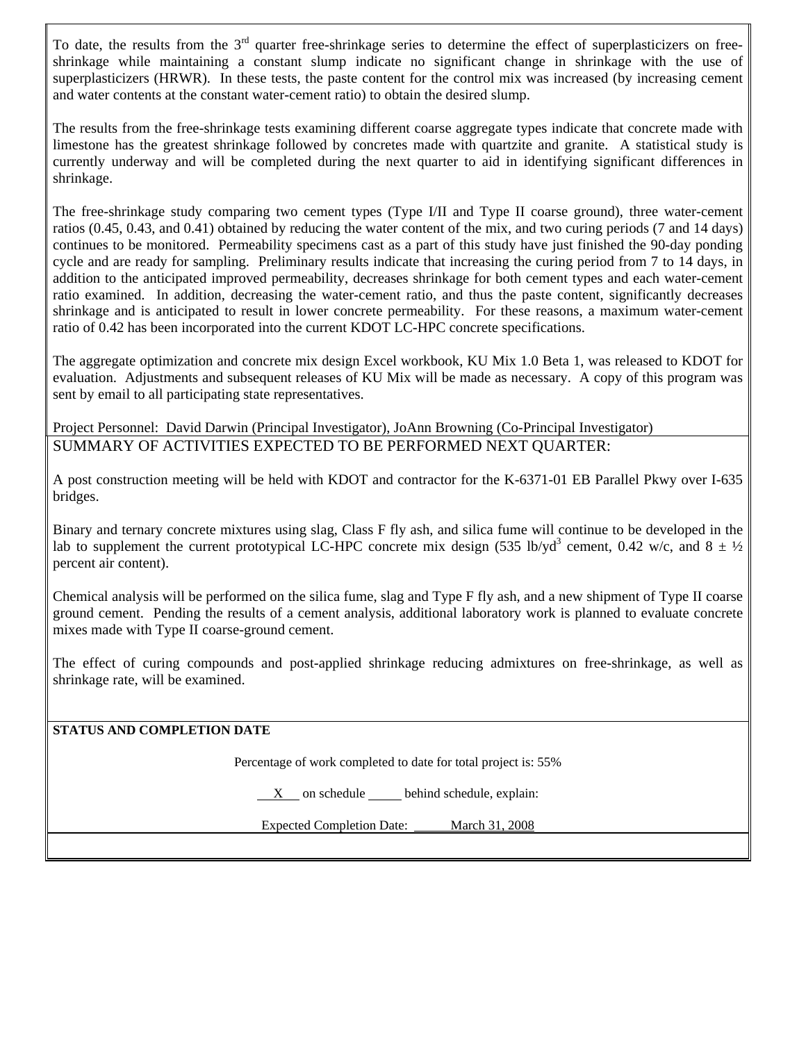To date, the results from the 3rd quarter free-shrinkage series to determine the effect of superplasticizers on free-shrinkage while maintaining a constant slump indicate no significant change in shrinkage with the use of superplasticizers (HRWR). In these tests, the paste content for the control mix was increased (by increasing cement and water contents at the constant water-cement ratio) to obtain the desired slump.

The results from the free-shrinkage tests examining different coarse aggregate types indicate that concrete made with limestone has the greatest shrinkage followed by concretes made with quartzite and granite. A statistical study is currently underway and will be completed during the next quarter to aid in identifying significant differences in shrinkage.

The free-shrinkage study comparing two cement types (Type I/II and Type II coarse ground), three water-cement ratios (0.45, 0.43, and 0.41) obtained by reducing the water content of the mix, and two curing periods (7 and 14 days) continues to be monitored. Permeability specimens cast as a part of this study have just finished the 90-day ponding cycle and are ready for sampling. Preliminary results indicate that increasing the curing period from 7 to 14 days, in addition to the anticipated improved permeability, decreases shrinkage for both cement types and each water-cement ratio examined. In addition, decreasing the water-cement ratio, and thus the paste content, significantly decreases shrinkage and is anticipated to result in lower concrete permeability. For these reasons, a maximum water-cement ratio of 0.42 has been incorporated into the current KDOT LC-HPC concrete specifications.

The aggregate optimization and concrete mix design Excel workbook, KU Mix 1.0 Beta 1, was released to KDOT for evaluation. Adjustments and subsequent releases of KU Mix will be made as necessary. A copy of this program was sent by email to all participating state representatives.

Project Personnel: David Darwin (Principal Investigator), JoAnn Browning (Co-Principal Investigator)

## SUMMARY OF ACTIVITIES EXPECTED TO BE PERFORMED NEXT QUARTER:

A post construction meeting will be held with KDOT and contractor for the K-6371-01 EB Parallel Pkwy over I-635 bridges.

Binary and ternary concrete mixtures using slag, Class F fly ash, and silica fume will continue to be developed in the lab to supplement the current prototypical LC-HPC concrete mix design (535 lb/yd$^3$ cement, 0.42 w/c, and 8 ± ½ percent air content).

Chemical analysis will be performed on the silica fume, slag and Type F fly ash, and a new shipment of Type II coarse ground cement. Pending the results of a cement analysis, additional laboratory work is planned to evaluate concrete mixes made with Type II coarse-ground cement.

The effect of curing compounds and post-applied shrinkage reducing admixtures on free-shrinkage, as well as shrinkage rate, will be examined.

**STATUS AND COMPLETION DATE**

Percentage of work completed to date for total project is: 55%

\_\_X\_\_ on schedule \_\_\_\_\_ behind schedule, explain:

Expected Completion Date: March 31, 2008